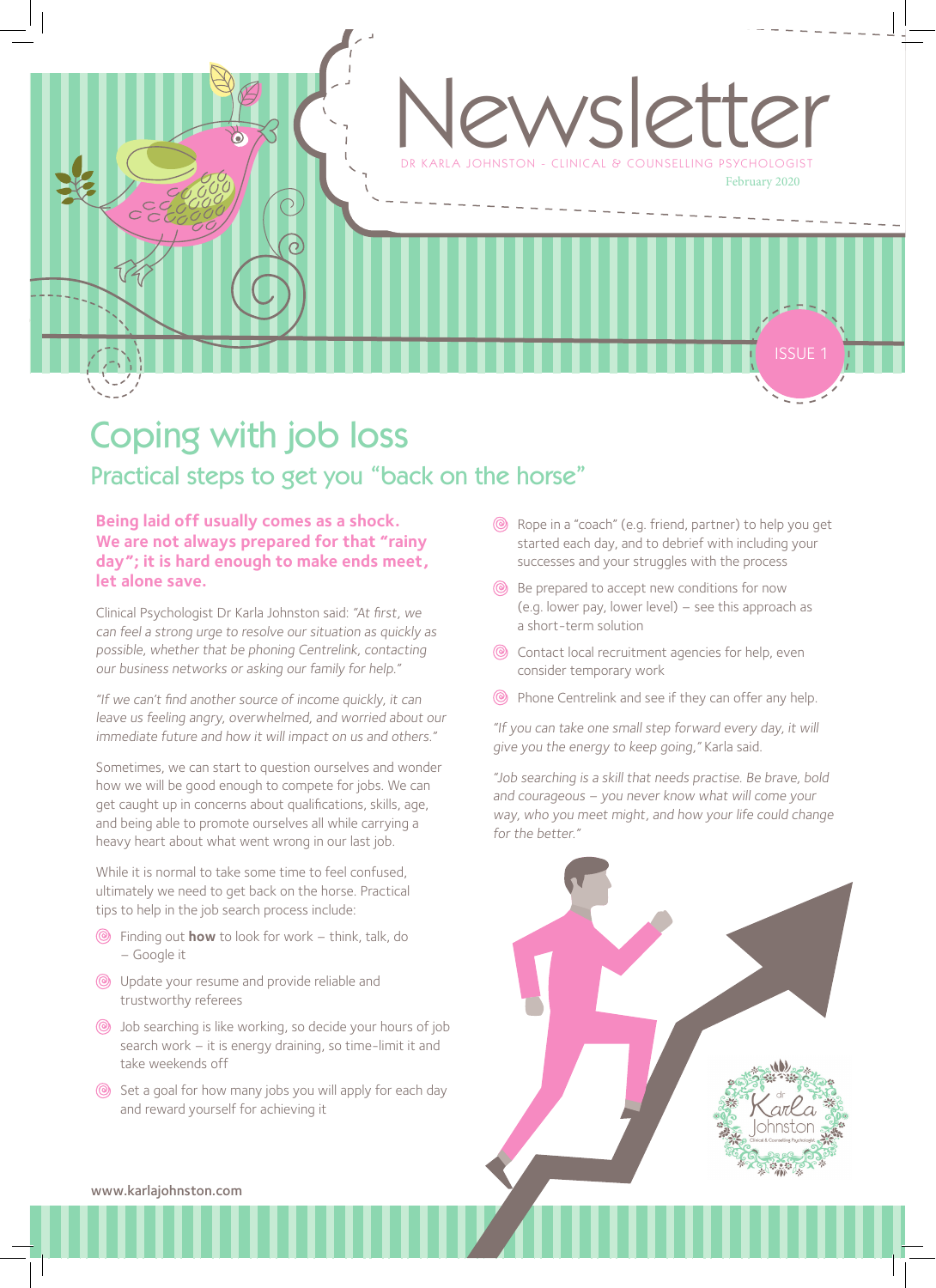# Newsletter

DR KARLA JOHNSTON - CLINICAL & COUNSELLING PSYCHOLOGIST

February 2020

ISSUE 1

## Coping with job loss

### Practical steps to get you "back on the horse"

**Being laid off usually comes as a shock. We are not always prepared for that "rainy day"; it is hard enough to make ends meet, let alone save.**

Clinical Psychologist Dr Karla Johnston said: *"At first, we can feel a strong urge to resolve our situation as quickly as possible, whether that be phoning Centrelink, contacting our business networks or asking our family for help."*

*"If we can't find another source of income quickly, it can leave us feeling angry, overwhelmed, and worried about our immediate future and how it will impact on us and others."*

Sometimes, we can start to question ourselves and wonder how we will be good enough to compete for jobs. We can get caught up in concerns about qualifications, skills, age, and being able to promote ourselves all while carrying a heavy heart about what went wrong in our last job.

While it is normal to take some time to feel confused, ultimately we need to get back on the horse. Practical tips to help in the job search process include:

- Finding out **how** to look for work – think, talk, do – Google it
- Update your resume and provide reliable and trustworthy referees
- Job searching is like working, so decide your hours of job search work – it is energy draining, so time-limit it and take weekends off
- Set a goal for how many jobs you will apply for each day and reward yourself for achieving it
- Rope in a "coach" (e.g. friend, partner) to help you get started each day, and to debrief with including your successes and your struggles with the process
- Be prepared to accept new conditions for now (e.g. lower pay, lower level) – see this approach as a short-term solution
- Contact local recruitment agencies for help, even consider temporary work
- Phone Centrelink and see if they can offer any help.

*"If you can take one small step forward every day, it will give you the energy to keep going,"* Karla said.

*"Job searching is a skill that needs practise. Be brave, bold and courageous – you never know what will come your way, who you meet might, and how your life could change for the better."*

www.karlajohnston.com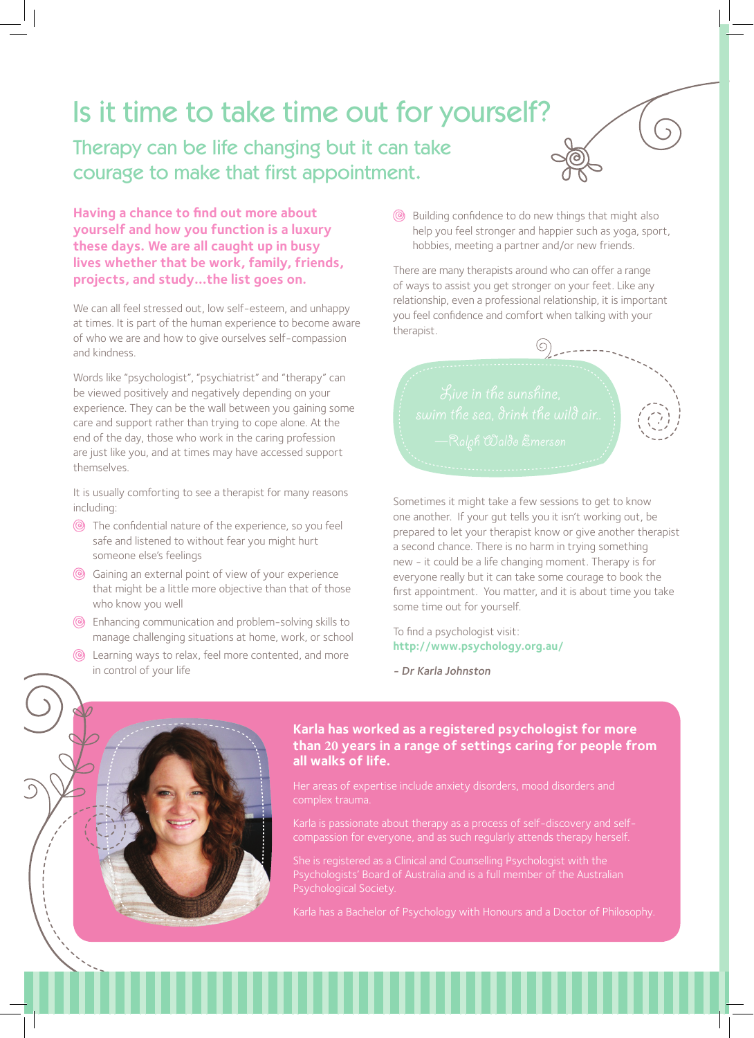# Is it time to take time out for yourself?

## Therapy can be life changing but it can take courage to make that first appointment.

**Having a chance to find out more about yourself and how you function is a luxury these days. We are all caught up in busy lives whether that be work, family, friends, projects, and study...the list goes on.**

We can all feel stressed out, low self-esteem, and unhappy at times. It is part of the human experience to become aware of who we are and how to give ourselves self-compassion and kindness.

Words like "psychologist", "psychiatrist" and "therapy" can be viewed positively and negatively depending on your experience. They can be the wall between you gaining some care and support rather than trying to cope alone. At the end of the day, those who work in the caring profession are just like you, and at times may have accessed support themselves.

It is usually comforting to see a therapist for many reasons including:

- The confidential nature of the experience, so you feel safe and listened to without fear you might hurt someone else's feelings
- Gaining an external point of view of your experience that might be a little more objective than that of those who know you well
- Enhancing communication and problem-solving skills to manage challenging situations at home, work, or school
- Learning ways to relax, feel more contented, and more in control of your life
- Building confidence to do new things that might also help you feel stronger and happier such as yoga, sport, hobbies, meeting a partner and/or new friends.

There are many therapists around who can offer a range of ways to assist you get stronger on your feet. Like any relationship, even a professional relationship, it is important you feel confidence and comfort when talking with your therapist.

> *Live in the sunshine, swim the sea, drink the wild air..*
>
> *—Ralph Waldo Emerson*

Sometimes it might take a few sessions to get to know one another. If your gut tells you it isn't working out, be prepared to let your therapist know or give another therapist a second chance. There is no harm in trying something new - it could be a life changing moment. Therapy is for everyone really but it can take some courage to book the first appointment. You matter, and it is about time you take some time out for yourself.

To find a psychologist visit:
**http://www.psychology.org.au/**

*- Dr Karla Johnston*

**Karla has worked as a registered psychologist for more than 20 years in a range of settings caring for people from all walks of life.**

Her areas of expertise include anxiety disorders, mood disorders and complex trauma.

Karla is passionate about therapy as a process of self-discovery and self-compassion for everyone, and as such regularly attends therapy herself.

She is registered as a Clinical and Counselling Psychologist with the Psychologists' Board of Australia and is a full member of the Australian Psychological Society.

Karla has a Bachelor of Psychology with Honours and a Doctor of Philosophy.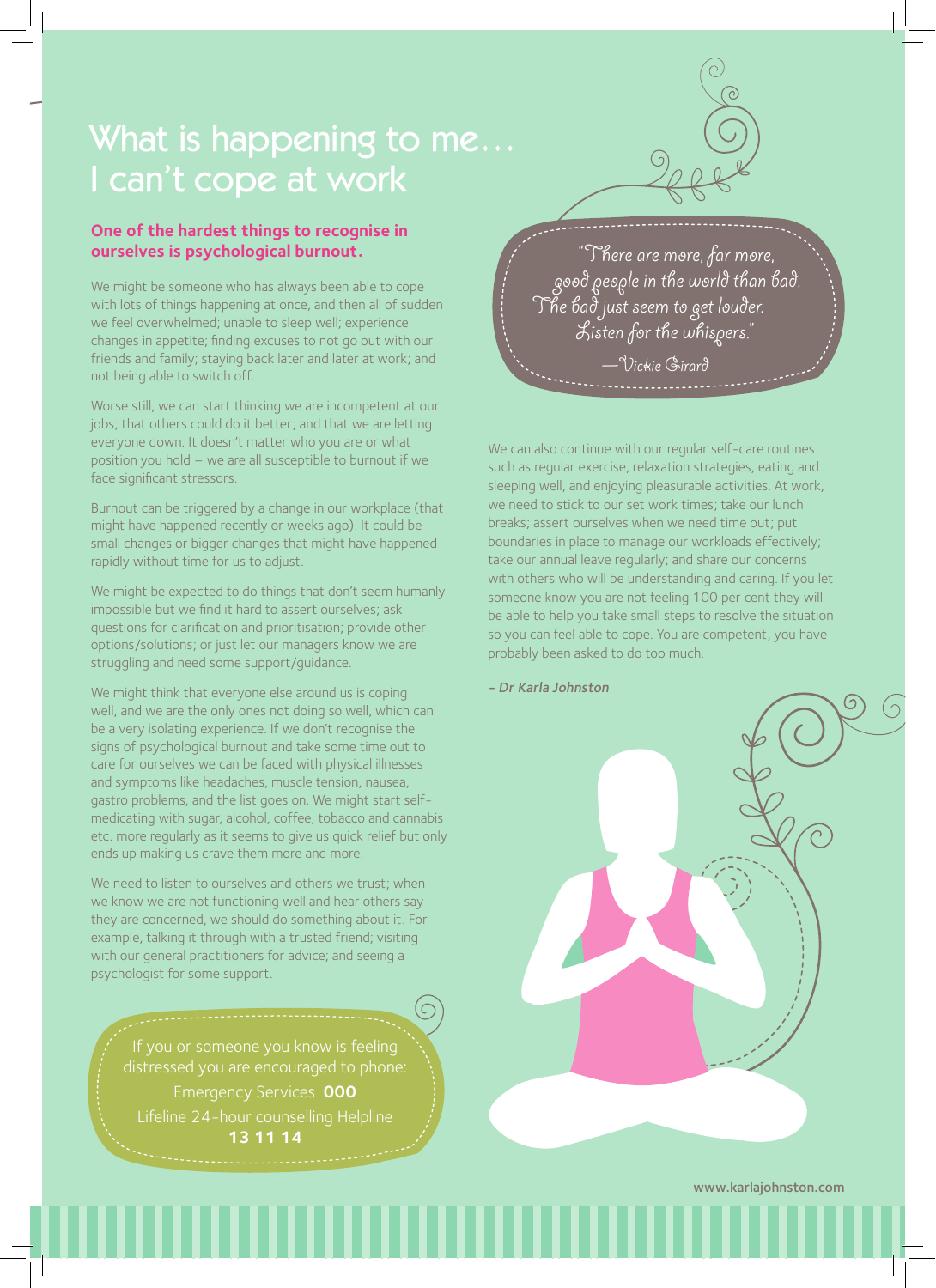# What is happening to me… I can't cope at work

**One of the hardest things to recognise in ourselves is psychological burnout.**

We might be someone who has always been able to cope with lots of things happening at once, and then all of sudden we feel overwhelmed; unable to sleep well; experience changes in appetite; finding excuses to not go out with our friends and family; staying back later and later at work; and not being able to switch off.

Worse still, we can start thinking we are incompetent at our jobs; that others could do it better; and that we are letting everyone down. It doesn't matter who you are or what position you hold – we are all susceptible to burnout if we face significant stressors.

Burnout can be triggered by a change in our workplace (that might have happened recently or weeks ago). It could be small changes or bigger changes that might have happened rapidly without time for us to adjust.

We might be expected to do things that don't seem humanly impossible but we find it hard to assert ourselves; ask questions for clarification and prioritisation; provide other options/solutions; or just let our managers know we are struggling and need some support/guidance.

We might think that everyone else around us is coping well, and we are the only ones not doing so well, which can be a very isolating experience. If we don't recognise the signs of psychological burnout and take some time out to care for ourselves we can be faced with physical illnesses and symptoms like headaches, muscle tension, nausea, gastro problems, and the list goes on. We might start self-medicating with sugar, alcohol, coffee, tobacco and cannabis etc. more regularly as it seems to give us quick relief but only ends up making us crave them more and more.

We need to listen to ourselves and others we trust; when we know we are not functioning well and hear others say they are concerned, we should do something about it. For example, talking it through with a trusted friend; visiting with our general practitioners for advice; and seeing a psychologist for some support.

If you or someone you know is feeling distressed you are encouraged to phone:
Emergency Services **000**
Lifeline 24-hour counselling Helpline
**13 11 14**

> *"There are more, far more, good people in the world than bad. The bad just seem to get louder. Listen for the whispers."*
> *—Vickie Girard*

We can also continue with our regular self-care routines such as regular exercise, relaxation strategies, eating and sleeping well, and enjoying pleasurable activities. At work, we need to stick to our set work times; take our lunch breaks; assert ourselves when we need time out; put boundaries in place to manage our workloads effectively; take our annual leave regularly; and share our concerns with others who will be understanding and caring. If you let someone know you are not feeling 100 per cent they will be able to help you take small steps to resolve the situation so you can feel able to cope. You are competent, you have probably been asked to do too much.

*- Dr Karla Johnston*

www.karlajohnston.com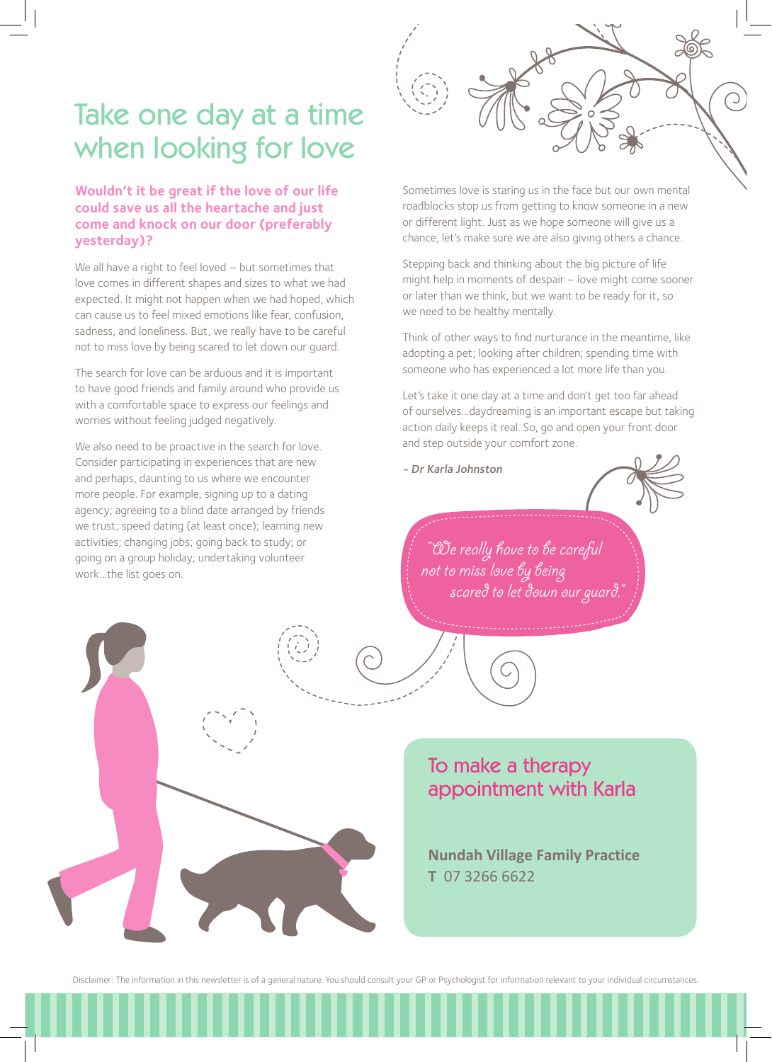# Take one day at a time when looking for love

**Wouldn't it be great if the love of our life could save us all the heartache and just come and knock on our door (preferably yesterday)?**

We all have a right to feel loved – but sometimes that love comes in different shapes and sizes to what we had expected. It might not happen when we had hoped, which can cause us to feel mixed emotions like fear, confusion, sadness, and loneliness. But, we really have to be careful not to miss love by being scared to let down our guard.

The search for love can be arduous and it is important to have good friends and family around who provide us with a comfortable space to express our feelings and worries without feeling judged negatively.

We also need to be proactive in the search for love. Consider participating in experiences that are new and perhaps, daunting to us where we encounter more people. For example, signing up to a dating agency; agreeing to a blind date arranged by friends we trust; speed dating (at least once); learning new activities; changing jobs; going back to study; or going on a group holiday; undertaking volunteer work...the list goes on.

Sometimes love is staring us in the face but our own mental roadblocks stop us from getting to know someone in a new or different light. Just as we hope someone will give us a chance, let's make sure we are also giving others a chance.

Stepping back and thinking about the big picture of life might help in moments of despair – love might come sooner or later than we think, but we want to be ready for it, so we need to be healthy mentally.

Think of other ways to find nurturance in the meantime, like adopting a pet; looking after children; spending time with someone who has experienced a lot more life than you.

Let's take it one day at a time and don't get too far ahead of ourselves...daydreaming is an important escape but taking action daily keeps it real. So, go and open your front door and step outside your comfort zone.

*- Dr Karla Johnston*

*"We really have to be careful not to miss love by being scared to let down our guard."*

## To make a therapy appointment with Karla

**Nundah Village Family Practice**
**T** 07 3266 6622

Disclaimer: The information in this newsletter is of a general nature. You should consult your GP or Psychologist for information relevant to your individual circumstances.